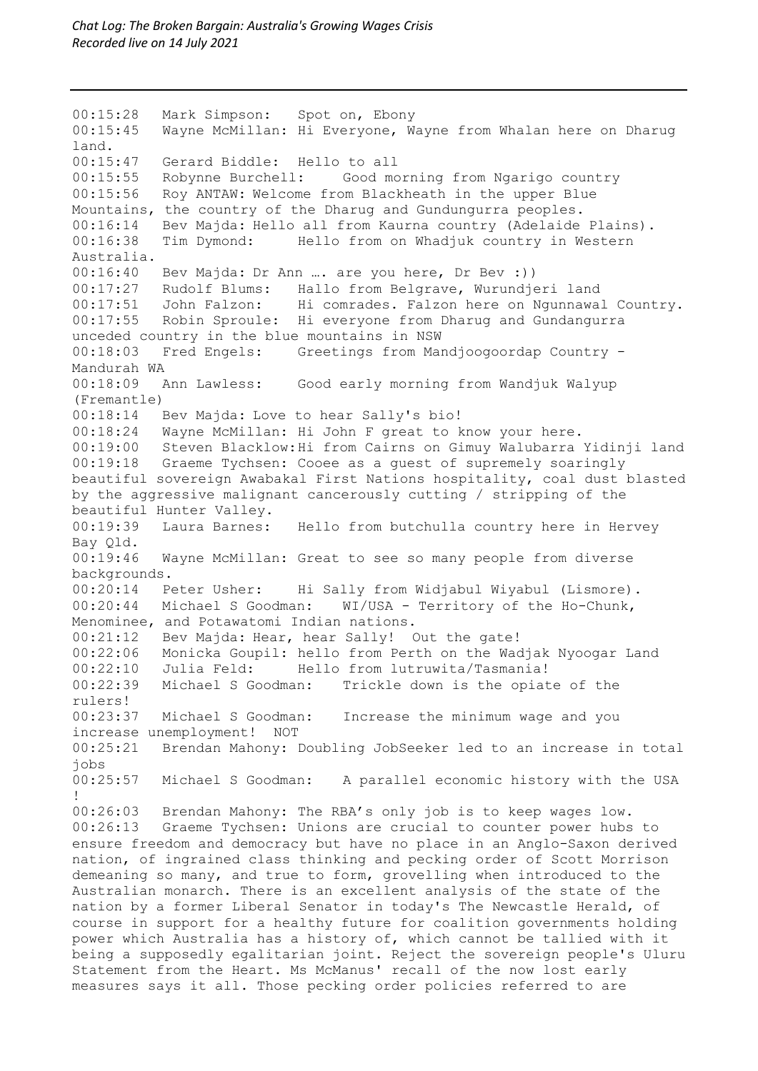*Chat Log: The Broken Bargain: Australia's Growing Wages Crisis*
*Recorded live on 14 July 2021*

---

00:15:28 Mark Simpson: Spot on, Ebony
00:15:45 Wayne McMillan: Hi Everyone, Wayne from Whalan here on Dharug land.
00:15:47 Gerard Biddle: Hello to all
00:15:55 Robynne Burchell: Good morning from Ngarigo country
00:15:56 Roy ANTAW: Welcome from Blackheath in the upper Blue Mountains, the country of the Dharug and Gundungurra peoples.
00:16:14 Bev Majda: Hello all from Kaurna country (Adelaide Plains).
00:16:38 Tim Dymond: Hello from on Whadjuk country in Western Australia.
00:16:40 Bev Majda: Dr Ann …. are you here, Dr Bev :))
00:17:27 Rudolf Blums: Hallo from Belgrave, Wurundjeri land
00:17:51 John Falzon: Hi comrades. Falzon here on Ngunnawal Country.
00:17:55 Robin Sproule: Hi everyone from Dharug and Gundangurra unceded country in the blue mountains in NSW
00:18:03 Fred Engels: Greetings from Mandjoogoordap Country - Mandurah WA
00:18:09 Ann Lawless: Good early morning from Wandjuk Walyup (Fremantle)
00:18:14 Bev Majda: Love to hear Sally's bio!
00:18:24 Wayne McMillan: Hi John F great to know your here.
00:19:00 Steven Blacklow: Hi from Cairns on Gimuy Walubarra Yidinji land
00:19:18 Graeme Tychsen: Cooee as a guest of supremely soaringly beautiful sovereign Awabakal First Nations hospitality, coal dust blasted by the aggressive malignant cancerously cutting / stripping of the beautiful Hunter Valley.
00:19:39 Laura Barnes: Hello from butchulla country here in Hervey Bay Qld.
00:19:46 Wayne McMillan: Great to see so many people from diverse backgrounds.
00:20:14 Peter Usher: Hi Sally from Widjabul Wiyabul (Lismore).
00:20:44 Michael S Goodman: WI/USA - Territory of the Ho-Chunk, Menominee, and Potawatomi Indian nations.
00:21:12 Bev Majda: Hear, hear Sally! Out the gate!
00:22:06 Monicka Goupil: hello from Perth on the Wadjak Nyoogar Land
00:22:10 Julia Feld: Hello from lutruwita/Tasmania!
00:22:39 Michael S Goodman: Trickle down is the opiate of the rulers!
00:23:37 Michael S Goodman: Increase the minimum wage and you increase unemployment! NOT
00:25:21 Brendan Mahony: Doubling JobSeeker led to an increase in total jobs
00:25:57 Michael S Goodman: A parallel economic history with the USA !
00:26:03 Brendan Mahony: The RBA's only job is to keep wages low.
00:26:13 Graeme Tychsen: Unions are crucial to counter power hubs to ensure freedom and democracy but have no place in an Anglo-Saxon derived nation, of ingrained class thinking and pecking order of Scott Morrison demeaning so many, and true to form, grovelling when introduced to the Australian monarch. There is an excellent analysis of the state of the nation by a former Liberal Senator in today's The Newcastle Herald, of course in support for a healthy future for coalition governments holding power which Australia has a history of, which cannot be tallied with it being a supposedly egalitarian joint. Reject the sovereign people's Uluru Statement from the Heart. Ms McManus' recall of the now lost early measures says it all. Those pecking order policies referred to are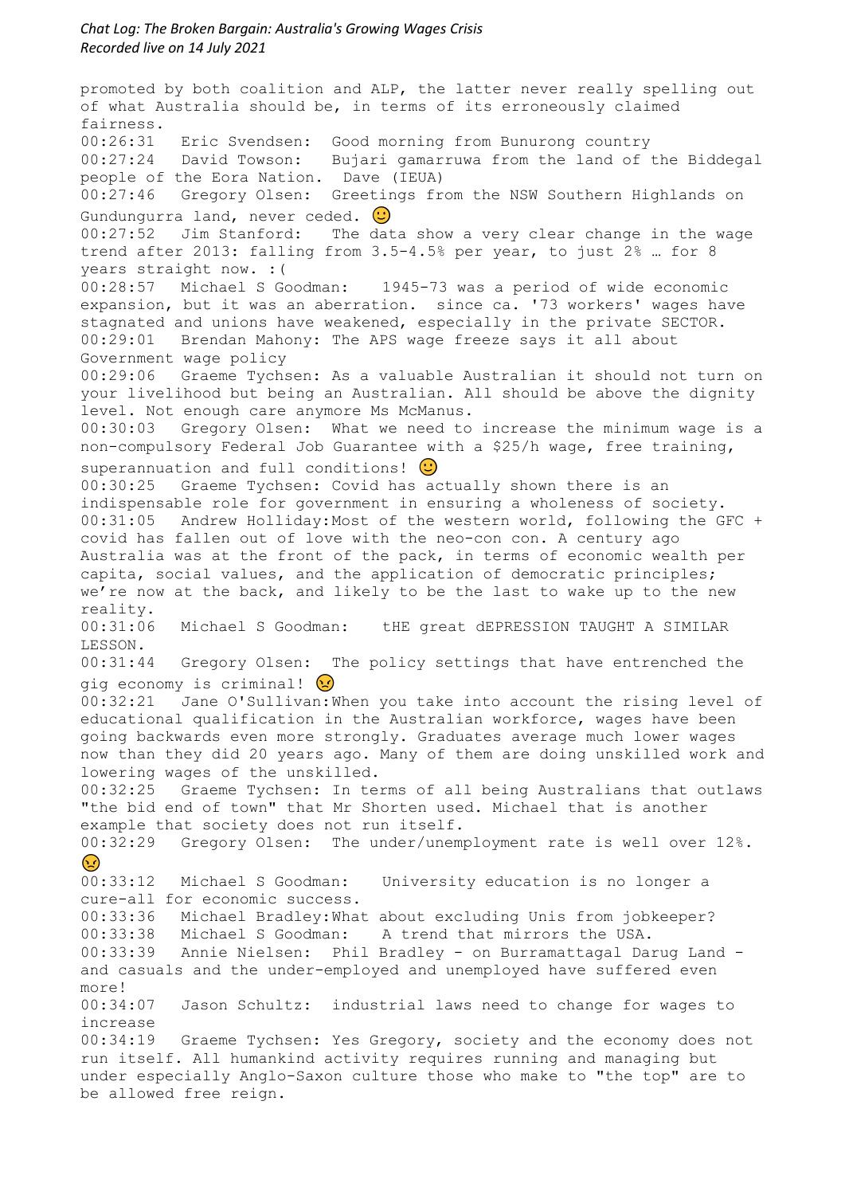promoted by both coalition and ALP, the latter never really spelling out of what Australia should be, in terms of its erroneously claimed fairness.

00:26:31 Eric Svendsen: Good morning from Bunurong country

00:27:24 David Towson: Bujari gamarruwa from the land of the Biddegal people of the Eora Nation. Dave (IEUA)

00:27:46 Gregory Olsen: Greetings from the NSW Southern Highlands on Gundungurra land, never ceded. 🙂

00:27:52 Jim Stanford: The data show a very clear change in the wage trend after 2013: falling from 3.5-4.5% per year, to just 2% … for 8 years straight now. :(

00:28:57 Michael S Goodman: 1945-73 was a period of wide economic expansion, but it was an aberration. since ca. '73 workers' wages have stagnated and unions have weakened, especially in the private SECTOR.

00:29:01 Brendan Mahony: The APS wage freeze says it all about Government wage policy

00:29:06 Graeme Tychsen: As a valuable Australian it should not turn on your livelihood but being an Australian. All should be above the dignity level. Not enough care anymore Ms McManus.

00:30:03 Gregory Olsen: What we need to increase the minimum wage is a non-compulsory Federal Job Guarantee with a $25/h wage, free training, superannuation and full conditions! 🙂

00:30:25 Graeme Tychsen: Covid has actually shown there is an indispensable role for government in ensuring a wholeness of society.

00:31:05 Andrew Holliday: Most of the western world, following the GFC + covid has fallen out of love with the neo-con con. A century ago Australia was at the front of the pack, in terms of economic wealth per capita, social values, and the application of democratic principles; we're now at the back, and likely to be the last to wake up to the new reality.

00:31:06 Michael S Goodman: tHE great dEPRESSION TAUGHT A SIMILAR LESSON.

00:31:44 Gregory Olsen: The policy settings that have entrenched the gig economy is criminal! 😠

00:32:21 Jane O'Sullivan: When you take into account the rising level of educational qualification in the Australian workforce, wages have been going backwards even more strongly. Graduates average much lower wages now than they did 20 years ago. Many of them are doing unskilled work and lowering wages of the unskilled.

00:32:25 Graeme Tychsen: In terms of all being Australians that outlaws "the bid end of town" that Mr Shorten used. Michael that is another example that society does not run itself.

00:32:29 Gregory Olsen: The under/unemployment rate is well over 12%. 😠

00:33:12 Michael S Goodman: University education is no longer a cure-all for economic success.

00:33:36 Michael Bradley: What about excluding Unis from jobkeeper?

00:33:38 Michael S Goodman: A trend that mirrors the USA.

00:33:39 Annie Nielsen: Phil Bradley - on Burramattagal Darug Land - and casuals and the under-employed and unemployed have suffered even more!

00:34:07 Jason Schultz: industrial laws need to change for wages to increase

00:34:19 Graeme Tychsen: Yes Gregory, society and the economy does not run itself. All humankind activity requires running and managing but under especially Anglo-Saxon culture those who make to "the top" are to be allowed free reign.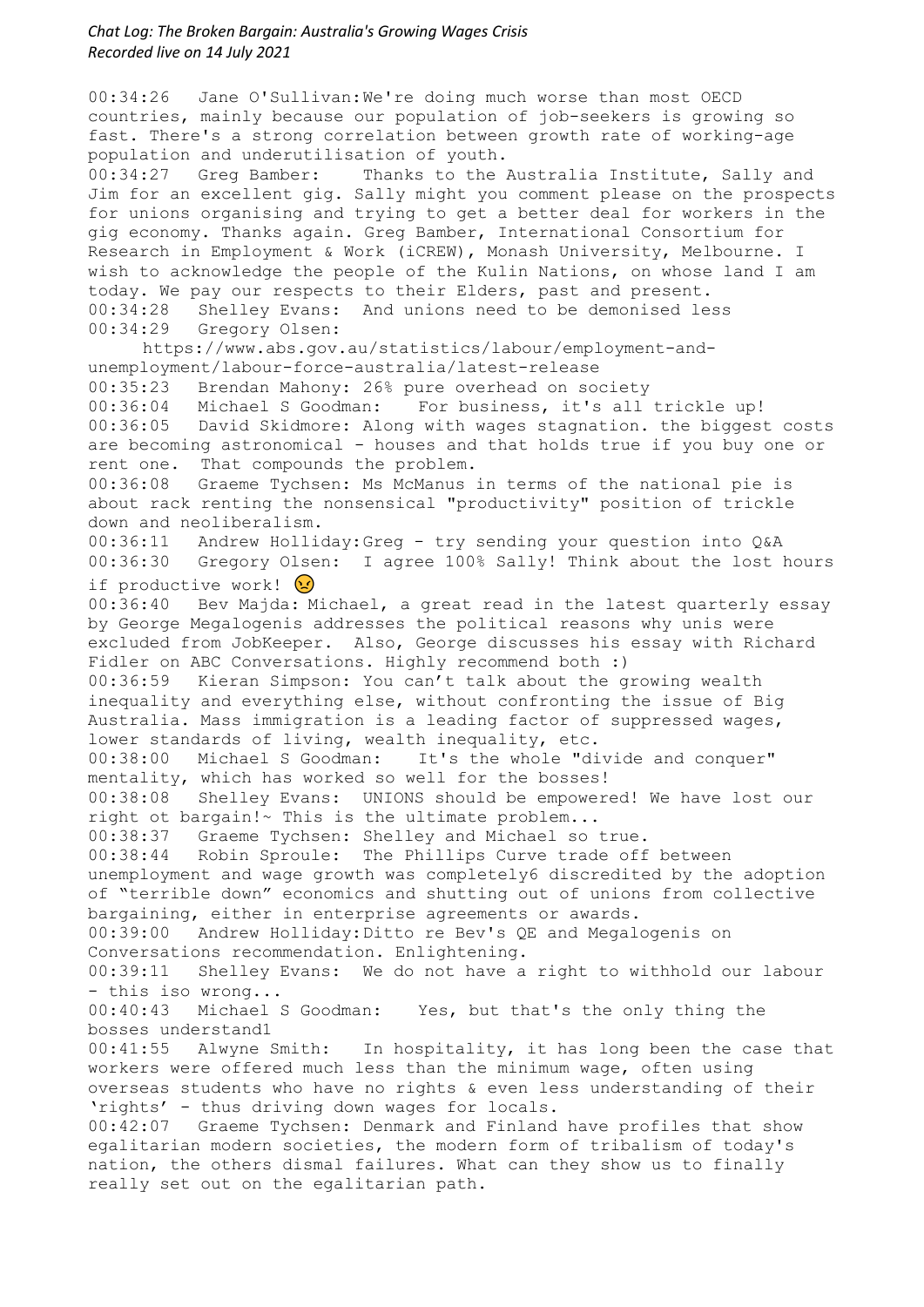00:34:26 Jane O'Sullivan: We're doing much worse than most OECD countries, mainly because our population of job-seekers is growing so fast. There's a strong correlation between growth rate of working-age population and underutilisation of youth.

00:34:27 Greg Bamber: Thanks to the Australia Institute, Sally and Jim for an excellent gig. Sally might you comment please on the prospects for unions organising and trying to get a better deal for workers in the gig economy. Thanks again. Greg Bamber, International Consortium for Research in Employment & Work (iCREW), Monash University, Melbourne. I wish to acknowledge the people of the Kulin Nations, on whose land I am today. We pay our respects to their Elders, past and present.

00:34:28 Shelley Evans: And unions need to be demonised less

00:34:29 Gregory Olsen: https://www.abs.gov.au/statistics/labour/employment-and-unemployment/labour-force-australia/latest-release

00:35:23 Brendan Mahony: 26% pure overhead on society

00:36:04 Michael S Goodman: For business, it's all trickle up!

00:36:05 David Skidmore: Along with wages stagnation. the biggest costs are becoming astronomical - houses and that holds true if you buy one or rent one. That compounds the problem.

00:36:08 Graeme Tychsen: Ms McManus in terms of the national pie is about rack renting the nonsensical "productivity" position of trickle down and neoliberalism.

00:36:11 Andrew Holliday: Greg - try sending your question into Q&A

00:36:30 Gregory Olsen: I agree 100% Sally! Think about the lost hours if productive work! 😣

00:36:40 Bev Majda: Michael, a great read in the latest quarterly essay by George Megalogenis addresses the political reasons why unis were excluded from JobKeeper. Also, George discusses his essay with Richard Fidler on ABC Conversations. Highly recommend both :)

00:36:59 Kieran Simpson: You can't talk about the growing wealth inequality and everything else, without confronting the issue of Big Australia. Mass immigration is a leading factor of suppressed wages, lower standards of living, wealth inequality, etc.

00:38:00 Michael S Goodman: It's the whole "divide and conquer" mentality, which has worked so well for the bosses!

00:38:08 Shelley Evans: UNIONS should be empowered! We have lost our right ot bargain!~ This is the ultimate problem...

00:38:37 Graeme Tychsen: Shelley and Michael so true.

00:38:44 Robin Sproule: The Phillips Curve trade off between unemployment and wage growth was completely6 discredited by the adoption of "terrible down" economics and shutting out of unions from collective bargaining, either in enterprise agreements or awards.

00:39:00 Andrew Holliday: Ditto re Bev's QE and Megalogenis on Conversations recommendation. Enlightening.

00:39:11 Shelley Evans: We do not have a right to withhold our labour - this iso wrong...

00:40:43 Michael S Goodman: Yes, but that's the only thing the bosses understand1

00:41:55 Alwyne Smith: In hospitality, it has long been the case that workers were offered much less than the minimum wage, often using overseas students who have no rights & even less understanding of their 'rights' - thus driving down wages for locals.

00:42:07 Graeme Tychsen: Denmark and Finland have profiles that show egalitarian modern societies, the modern form of tribalism of today's nation, the others dismal failures. What can they show us to finally really set out on the egalitarian path.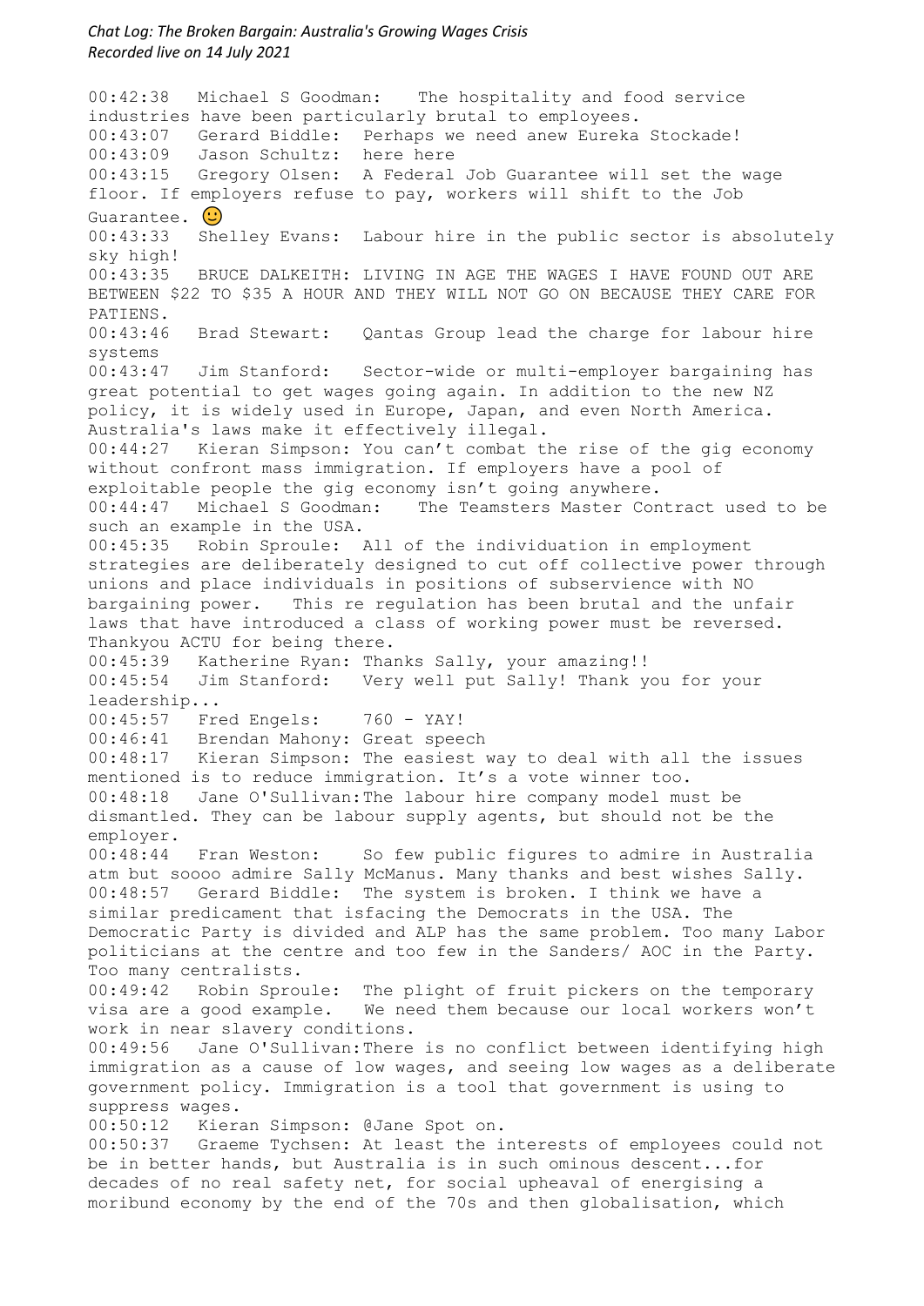00:42:38 Michael S Goodman: The hospitality and food service industries have been particularly brutal to employees.
00:43:07 Gerard Biddle: Perhaps we need anew Eureka Stockade!
00:43:09 Jason Schultz: here here
00:43:15 Gregory Olsen: A Federal Job Guarantee will set the wage floor. If employers refuse to pay, workers will shift to the Job Guarantee. 🙂
00:43:33 Shelley Evans: Labour hire in the public sector is absolutely sky high!
00:43:35 BRUCE DALKEITH: LIVING IN AGE THE WAGES I HAVE FOUND OUT ARE BETWEEN $22 TO $35 A HOUR AND THEY WILL NOT GO ON BECAUSE THEY CARE FOR PATIENS.
00:43:46 Brad Stewart: Qantas Group lead the charge for labour hire systems
00:43:47 Jim Stanford: Sector-wide or multi-employer bargaining has great potential to get wages going again. In addition to the new NZ policy, it is widely used in Europe, Japan, and even North America. Australia's laws make it effectively illegal.
00:44:27 Kieran Simpson: You can't combat the rise of the gig economy without confront mass immigration. If employers have a pool of exploitable people the gig economy isn't going anywhere.
00:44:47 Michael S Goodman: The Teamsters Master Contract used to be such an example in the USA.
00:45:35 Robin Sproule: All of the individuation in employment strategies are deliberately designed to cut off collective power through unions and place individuals in positions of subservience with NO bargaining power. This re regulation has been brutal and the unfair laws that have introduced a class of working power must be reversed. Thankyou ACTU for being there.
00:45:39 Katherine Ryan: Thanks Sally, your amazing!!
00:45:54 Jim Stanford: Very well put Sally! Thank you for your leadership...
00:45:57 Fred Engels: 760 - YAY!
00:46:41 Brendan Mahony: Great speech
00:48:17 Kieran Simpson: The easiest way to deal with all the issues mentioned is to reduce immigration. It's a vote winner too.
00:48:18 Jane O'Sullivan: The labour hire company model must be dismantled. They can be labour supply agents, but should not be the employer.
00:48:44 Fran Weston: So few public figures to admire in Australia atm but soooo admire Sally McManus. Many thanks and best wishes Sally.
00:48:57 Gerard Biddle: The system is broken. I think we have a similar predicament that isfacing the Democrats in the USA. The Democratic Party is divided and ALP has the same problem. Too many Labor politicians at the centre and too few in the Sanders/ AOC in the Party. Too many centralists.
00:49:42 Robin Sproule: The plight of fruit pickers on the temporary visa are a good example. We need them because our local workers won't work in near slavery conditions.
00:49:56 Jane O'Sullivan: There is no conflict between identifying high immigration as a cause of low wages, and seeing low wages as a deliberate government policy. Immigration is a tool that government is using to suppress wages.
00:50:12 Kieran Simpson: @Jane Spot on.
00:50:37 Graeme Tychsen: At least the interests of employees could not be in better hands, but Australia is in such ominous descent...for decades of no real safety net, for social upheaval of energising a moribund economy by the end of the 70s and then globalisation, which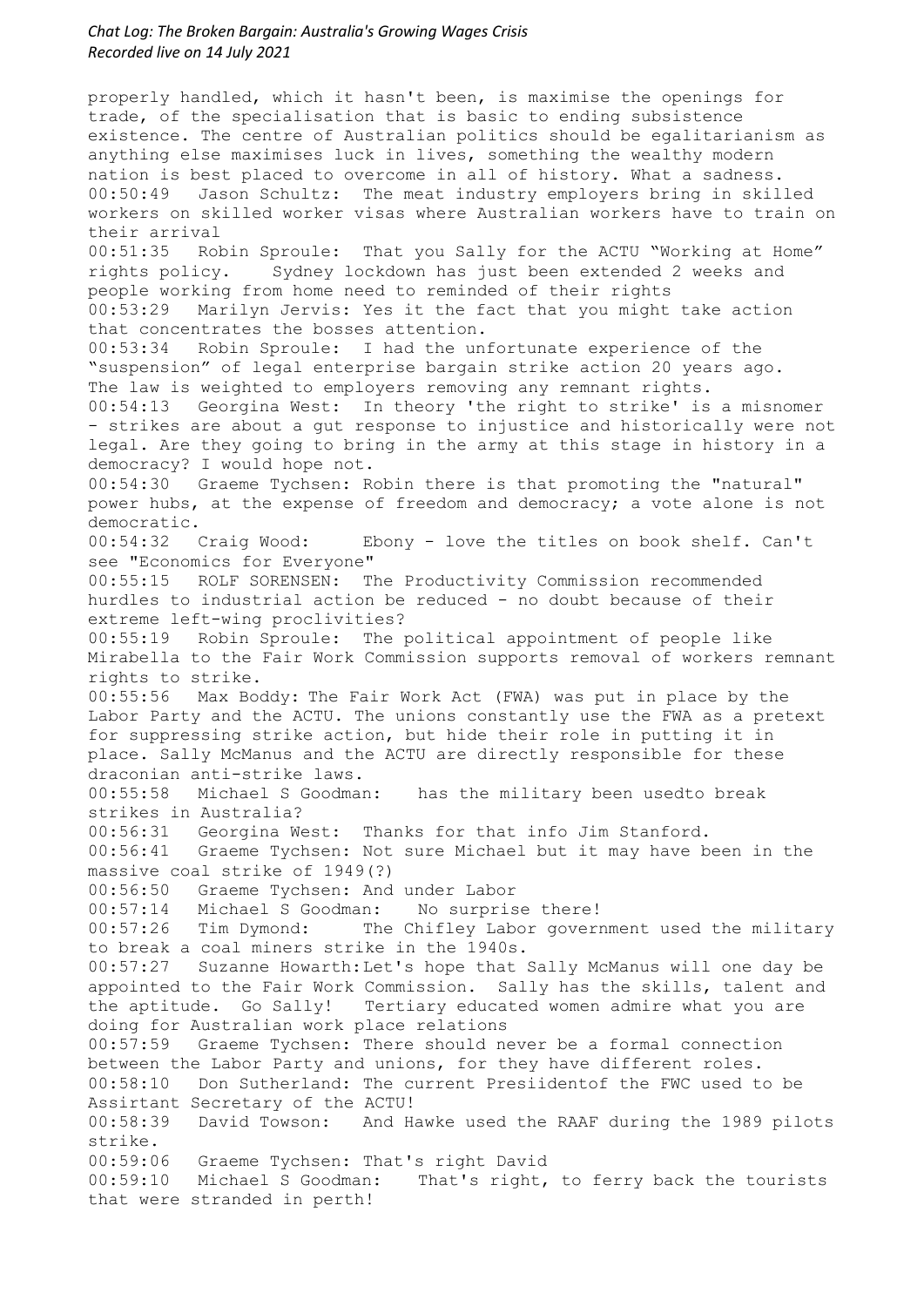properly handled, which it hasn't been, is maximise the openings for trade, of the specialisation that is basic to ending subsistence existence. The centre of Australian politics should be egalitarianism as anything else maximises luck in lives, something the wealthy modern nation is best placed to overcome in all of history. What a sadness.

00:50:49 Jason Schultz: The meat industry employers bring in skilled workers on skilled worker visas where Australian workers have to train on their arrival

00:51:35 Robin Sproule: That you Sally for the ACTU "Working at Home" rights policy. Sydney lockdown has just been extended 2 weeks and people working from home need to reminded of their rights

00:53:29 Marilyn Jervis: Yes it the fact that you might take action that concentrates the bosses attention.

00:53:34 Robin Sproule: I had the unfortunate experience of the "suspension" of legal enterprise bargain strike action 20 years ago. The law is weighted to employers removing any remnant rights.

00:54:13 Georgina West: In theory 'the right to strike' is a misnomer - strikes are about a gut response to injustice and historically were not legal. Are they going to bring in the army at this stage in history in a democracy? I would hope not.

00:54:30 Graeme Tychsen: Robin there is that promoting the "natural" power hubs, at the expense of freedom and democracy; a vote alone is not democratic.

00:54:32 Craig Wood: Ebony - love the titles on book shelf. Can't see "Economics for Everyone"

00:55:15 ROLF SORENSEN: The Productivity Commission recommended hurdles to industrial action be reduced - no doubt because of their extreme left-wing proclivities?

00:55:19 Robin Sproule: The political appointment of people like Mirabella to the Fair Work Commission supports removal of workers remnant rights to strike.

00:55:56 Max Boddy: The Fair Work Act (FWA) was put in place by the Labor Party and the ACTU. The unions constantly use the FWA as a pretext for suppressing strike action, but hide their role in putting it in place. Sally McManus and the ACTU are directly responsible for these draconian anti-strike laws.

00:55:58 Michael S Goodman: has the military been usedto break strikes in Australia?

00:56:31 Georgina West: Thanks for that info Jim Stanford.

00:56:41 Graeme Tychsen: Not sure Michael but it may have been in the massive coal strike of 1949(?)

00:56:50 Graeme Tychsen: And under Labor

00:57:14 Michael S Goodman: No surprise there!

00:57:26 Tim Dymond: The Chifley Labor government used the military to break a coal miners strike in the 1940s.

00:57:27 Suzanne Howarth: Let's hope that Sally McManus will one day be appointed to the Fair Work Commission. Sally has the skills, talent and the aptitude. Go Sally! Tertiary educated women admire what you are doing for Australian work place relations

00:57:59 Graeme Tychsen: There should never be a formal connection between the Labor Party and unions, for they have different roles.

00:58:10 Don Sutherland: The current Presiidentof the FWC used to be Assirtant Secretary of the ACTU!

00:58:39 David Towson: And Hawke used the RAAF during the 1989 pilots strike.

00:59:06 Graeme Tychsen: That's right David

00:59:10 Michael S Goodman: That's right, to ferry back the tourists that were stranded in perth!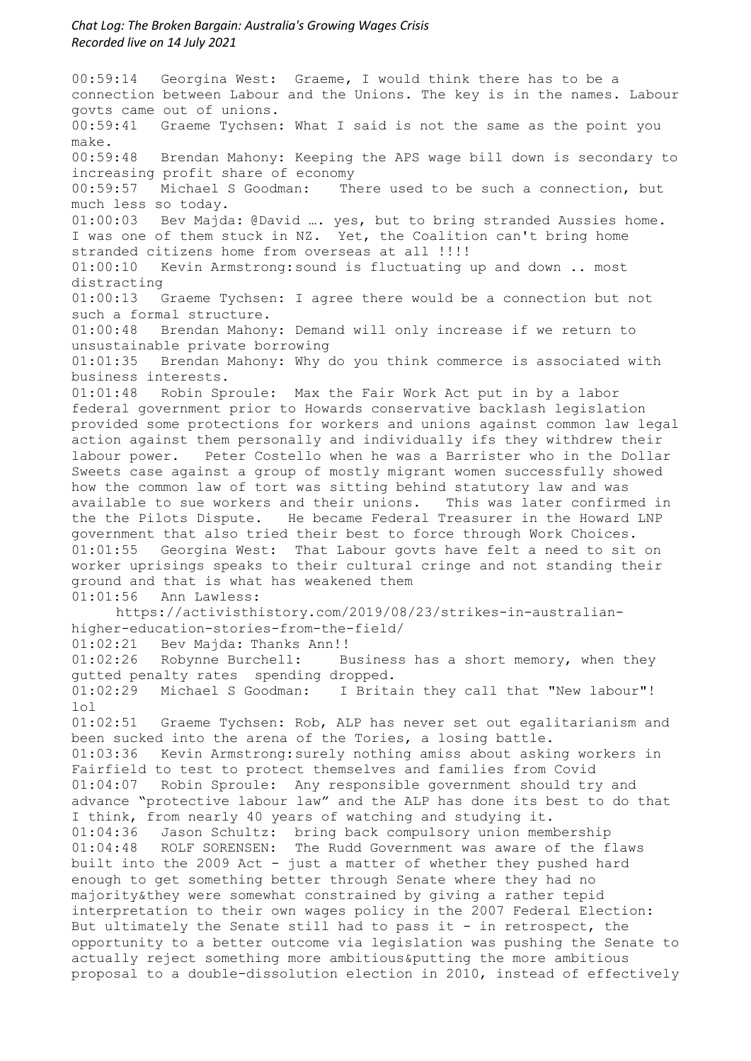*Chat Log: The Broken Bargain: Australia's Growing Wages Crisis*
*Recorded live on 14 July 2021*

00:59:14 Georgina West: Graeme, I would think there has to be a connection between Labour and the Unions. The key is in the names. Labour govts came out of unions.
00:59:41 Graeme Tychsen: What I said is not the same as the point you make.
00:59:48 Brendan Mahony: Keeping the APS wage bill down is secondary to increasing profit share of economy
00:59:57 Michael S Goodman: There used to be such a connection, but much less so today.
01:00:03 Bev Majda: @David …. yes, but to bring stranded Aussies home. I was one of them stuck in NZ. Yet, the Coalition can't bring home stranded citizens home from overseas at all !!!!
01:00:10 Kevin Armstrong:sound is fluctuating up and down .. most distracting
01:00:13 Graeme Tychsen: I agree there would be a connection but not such a formal structure.
01:00:48 Brendan Mahony: Demand will only increase if we return to unsustainable private borrowing
01:01:35 Brendan Mahony: Why do you think commerce is associated with business interests.
01:01:48 Robin Sproule: Max the Fair Work Act put in by a labor federal government prior to Howards conservative backlash legislation provided some protections for workers and unions against common law legal action against them personally and individually ifs they withdrew their labour power. Peter Costello when he was a Barrister who in the Dollar Sweets case against a group of mostly migrant women successfully showed how the common law of tort was sitting behind statutory law and was available to sue workers and their unions. This was later confirmed in the the Pilots Dispute. He became Federal Treasurer in the Howard LNP government that also tried their best to force through Work Choices.
01:01:55 Georgina West: That Labour govts have felt a need to sit on worker uprisings speaks to their cultural cringe and not standing their ground and that is what has weakened them
01:01:56 Ann Lawless:
https://activisthistory.com/2019/08/23/strikes-in-australian-higher-education-stories-from-the-field/
01:02:21 Bev Majda: Thanks Ann!!
01:02:26 Robynne Burchell: Business has a short memory, when they gutted penalty rates spending dropped.
01:02:29 Michael S Goodman: I Britain they call that "New labour"! lol
01:02:51 Graeme Tychsen: Rob, ALP has never set out egalitarianism and been sucked into the arena of the Tories, a losing battle.
01:03:36 Kevin Armstrong:surely nothing amiss about asking workers in Fairfield to test to protect themselves and families from Covid
01:04:07 Robin Sproule: Any responsible government should try and advance "protective labour law" and the ALP has done its best to do that I think, from nearly 40 years of watching and studying it.
01:04:36 Jason Schultz: bring back compulsory union membership
01:04:48 ROLF SORENSEN: The Rudd Government was aware of the flaws built into the 2009 Act - just a matter of whether they pushed hard enough to get something better through Senate where they had no majority&they were somewhat constrained by giving a rather tepid interpretation to their own wages policy in the 2007 Federal Election: But ultimately the Senate still had to pass it - in retrospect, the opportunity to a better outcome via legislation was pushing the Senate to actually reject something more ambitious&putting the more ambitious proposal to a double-dissolution election in 2010, instead of effectively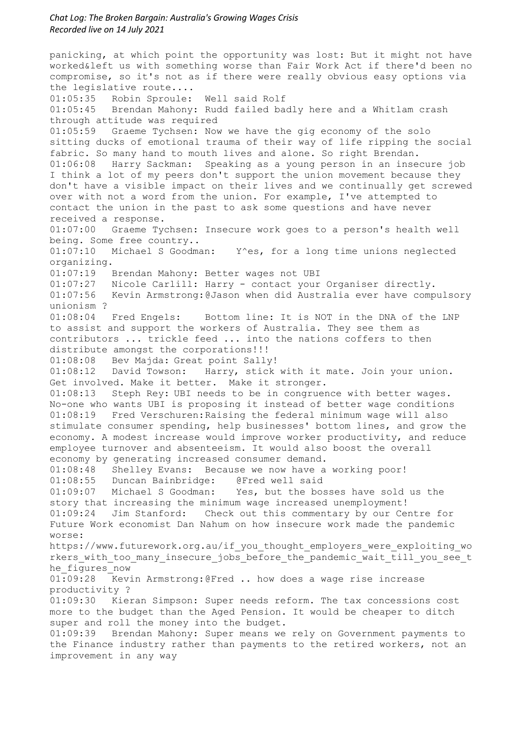panicking, at which point the opportunity was lost: But it might not have worked&left us with something worse than Fair Work Act if there'd been no compromise, so it's not as if there were really obvious easy options via the legislative route....

01:05:35 Robin Sproule: Well said Rolf

01:05:45 Brendan Mahony: Rudd failed badly here and a Whitlam crash through attitude was required

01:05:59 Graeme Tychsen: Now we have the gig economy of the solo sitting ducks of emotional trauma of their way of life ripping the social fabric. So many hand to mouth lives and alone. So right Brendan.

01:06:08 Harry Sackman: Speaking as a young person in an insecure job I think a lot of my peers don't support the union movement because they don't have a visible impact on their lives and we continually get screwed over with not a word from the union. For example, I've attempted to contact the union in the past to ask some questions and have never received a response.

01:07:00 Graeme Tychsen: Insecure work goes to a person's health well being. Some free country..

01:07:10 Michael S Goodman: Y^es, for a long time unions neglected organizing.

01:07:19 Brendan Mahony: Better wages not UBI

01:07:27 Nicole Carlill: Harry - contact your Organiser directly.

01:07:56 Kevin Armstrong:@Jason when did Australia ever have compulsory unionism ?

01:08:04 Fred Engels: Bottom line: It is NOT in the DNA of the LNP to assist and support the workers of Australia. They see them as contributors ... trickle feed ... into the nations coffers to then distribute amongst the corporations!!!

01:08:08 Bev Majda: Great point Sally!

01:08:12 David Towson: Harry, stick with it mate. Join your union. Get involved. Make it better. Make it stronger.

01:08:13 Steph Rey: UBI needs to be in congruence with better wages. No-one who wants UBI is proposing it instead of better wage conditions

01:08:19 Fred Verschuren:Raising the federal minimum wage will also stimulate consumer spending, help businesses' bottom lines, and grow the economy. A modest increase would improve worker productivity, and reduce employee turnover and absenteeism. It would also boost the overall economy by generating increased consumer demand.

01:08:48 Shelley Evans: Because we now have a working poor!

01:08:55 Duncan Bainbridge: @Fred well said

01:09:07 Michael S Goodman: Yes, but the bosses have sold us the story that increasing the minimum wage increased unemployment!

01:09:24 Jim Stanford: Check out this commentary by our Centre for Future Work economist Dan Nahum on how insecure work made the pandemic worse:
https://www.futurework.org.au/if_you_thought_employers_were_exploiting_workers_with_too_many_insecure_jobs_before_the_pandemic_wait_till_you_see_the_figures_now

01:09:28 Kevin Armstrong:@Fred .. how does a wage rise increase productivity ?

01:09:30 Kieran Simpson: Super needs reform. The tax concessions cost more to the budget than the Aged Pension. It would be cheaper to ditch super and roll the money into the budget.

01:09:39 Brendan Mahony: Super means we rely on Government payments to the Finance industry rather than payments to the retired workers, not an improvement in any way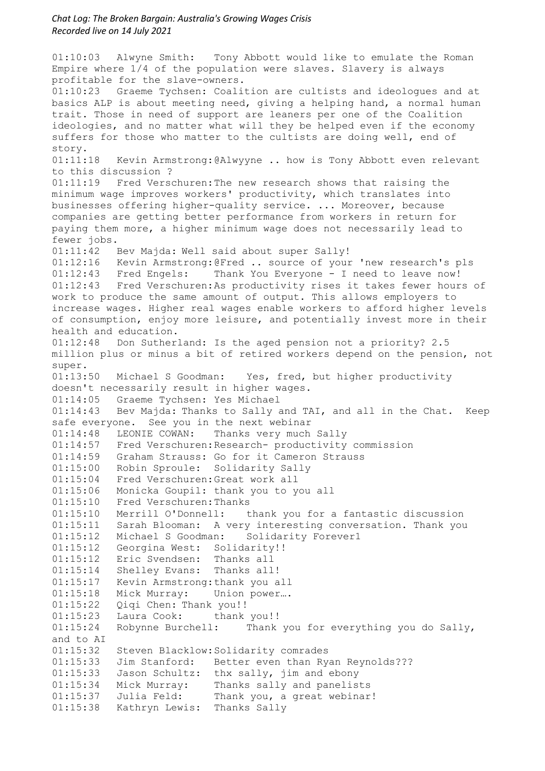01:10:03 Alwyne Smith: Tony Abbott would like to emulate the Roman Empire where 1/4 of the population were slaves. Slavery is always profitable for the slave-owners.

01:10:23 Graeme Tychsen: Coalition are cultists and ideologues and at basics ALP is about meeting need, giving a helping hand, a normal human trait. Those in need of support are leaners per one of the Coalition ideologies, and no matter what will they be helped even if the economy suffers for those who matter to the cultists are doing well, end of story.

01:11:18 Kevin Armstrong:@Alwyyne .. how is Tony Abbott even relevant to this discussion ?

01:11:19 Fred Verschuren:The new research shows that raising the minimum wage improves workers' productivity, which translates into businesses offering higher-quality service. ... Moreover, because companies are getting better performance from workers in return for paying them more, a higher minimum wage does not necessarily lead to fewer jobs.

01:11:42 Bev Majda: Well said about super Sally!

01:12:16 Kevin Armstrong:@Fred .. source of your 'new research's pls

01:12:43 Fred Engels: Thank You Everyone - I need to leave now!

01:12:43 Fred Verschuren:As productivity rises it takes fewer hours of work to produce the same amount of output. This allows employers to increase wages. Higher real wages enable workers to afford higher levels of consumption, enjoy more leisure, and potentially invest more in their health and education.

01:12:48 Don Sutherland: Is the aged pension not a priority? 2.5 million plus or minus a bit of retired workers depend on the pension, not super.

01:13:50 Michael S Goodman: Yes, fred, but higher productivity doesn't necessarily result in higher wages.

01:14:05 Graeme Tychsen: Yes Michael

01:14:43 Bev Majda: Thanks to Sally and TAI, and all in the Chat. Keep safe everyone. See you in the next webinar

01:14:48 LEONIE COWAN: Thanks very much Sally

01:14:57 Fred Verschuren:Research- productivity commission

01:14:59 Graham Strauss: Go for it Cameron Strauss

01:15:00 Robin Sproule: Solidarity Sally

01:15:04 Fred Verschuren:Great work all

01:15:06 Monicka Goupil: thank you to you all

01:15:10 Fred Verschuren:Thanks

01:15:10 Merrill O'Donnell: thank you for a fantastic discussion

01:15:11 Sarah Blooman: A very interesting conversation. Thank you

01:15:12 Michael S Goodman: Solidarity Forever1

01:15:12 Georgina West: Solidarity!!

01:15:12 Eric Svendsen: Thanks all

01:15:14 Shelley Evans: Thanks all!

01:15:17 Kevin Armstrong:thank you all

01:15:18 Mick Murray: Union power….

01:15:22 Qiqi Chen: Thank you!!

01:15:23 Laura Cook: thank you!!

01:15:24 Robynne Burchell: Thank you for everything you do Sally, and to AI

01:15:32 Steven Blacklow:Solidarity comrades

01:15:33 Jim Stanford: Better even than Ryan Reynolds???

01:15:33 Jason Schultz: thx sally, jim and ebony

01:15:34 Mick Murray: Thanks sally and panelists

01:15:37 Julia Feld: Thank you, a great webinar!

01:15:38 Kathryn Lewis: Thanks Sally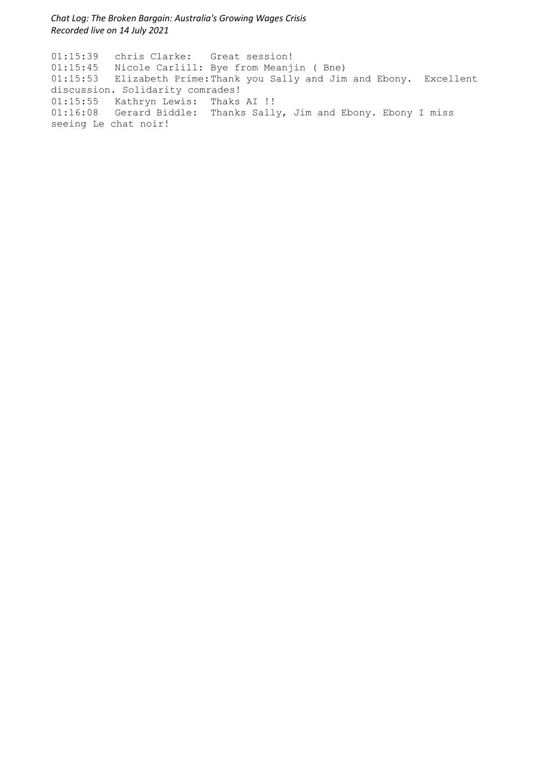```
01:15:39   chris Clarke:   Great session!
01:15:45   Nicole Carlill: Bye from Meanjin ( Bne)
01:15:53   Elizabeth Prime:Thank you Sally and Jim and Ebony.  Excellent discussion. Solidarity comrades!
01:15:55   Kathryn Lewis:  Thaks AI !!
01:16:08   Gerard Biddle:  Thanks Sally, Jim and Ebony. Ebony I miss seeing Le chat noir!
```